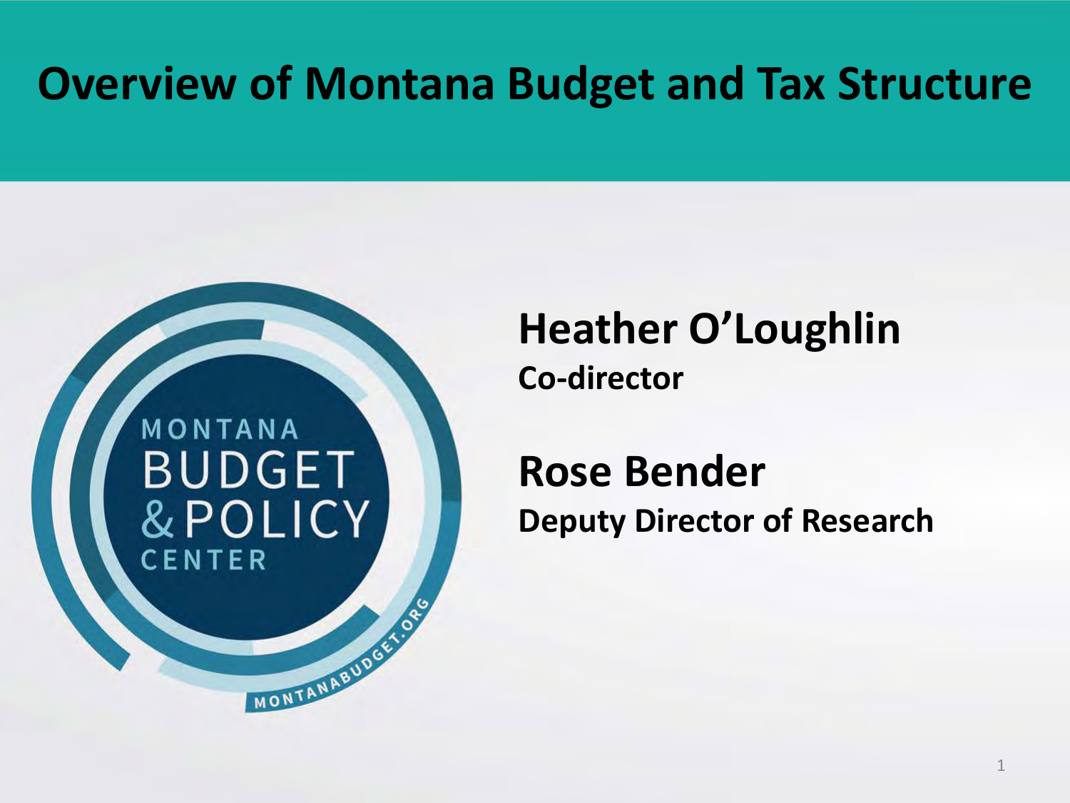# Overview of Montana Budget and Tax Structure

MONTANA BUDGET & POLICY CENTER

MONTANABUDGET.ORG

**Heather O'Loughlin**
**Co-director**

**Rose Bender**
**Deputy Director of Research**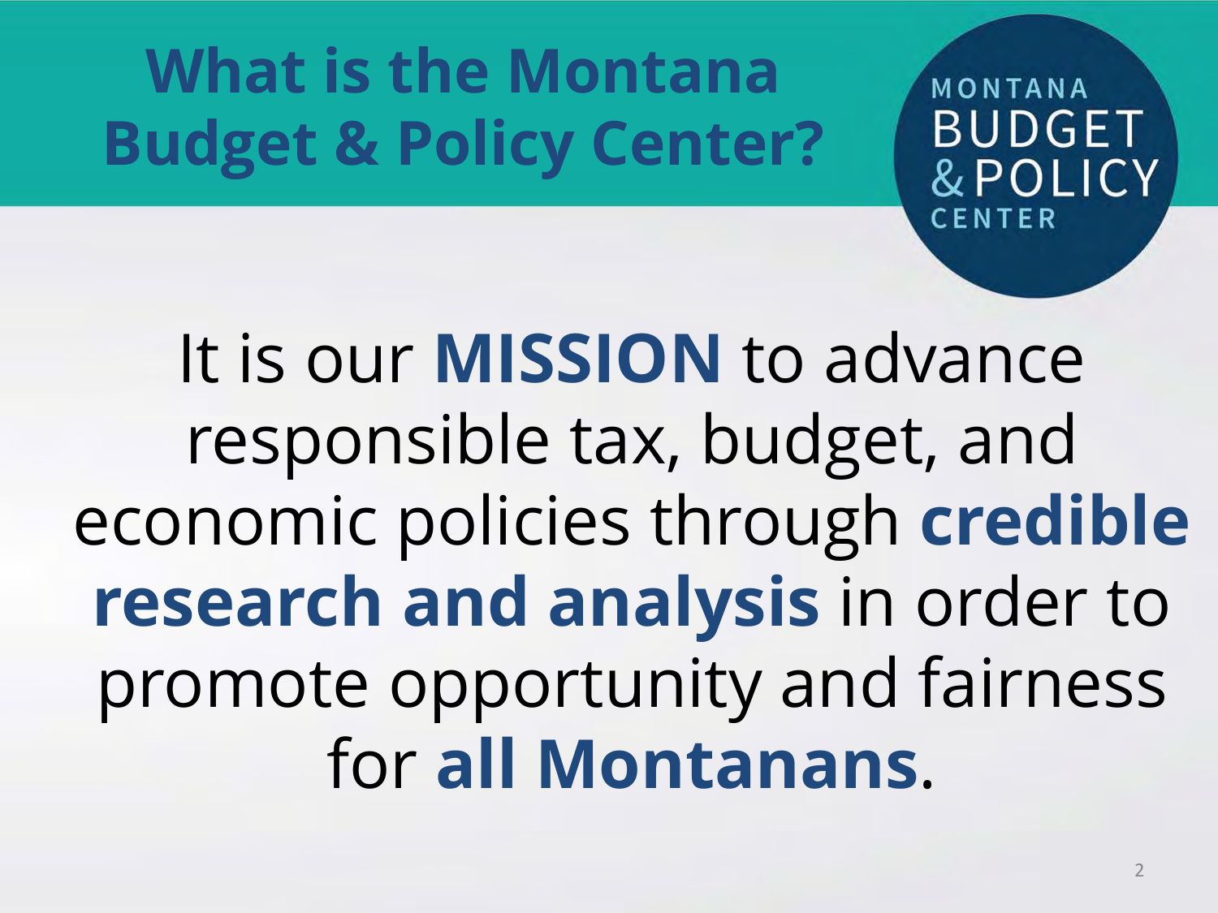# What is the Montana Budget & Policy Center?

MONTANA BUDGET & POLICY CENTER

It is our **MISSION** to advance responsible tax, budget, and economic policies through **credible research and analysis** in order to promote opportunity and fairness for **all Montanans**.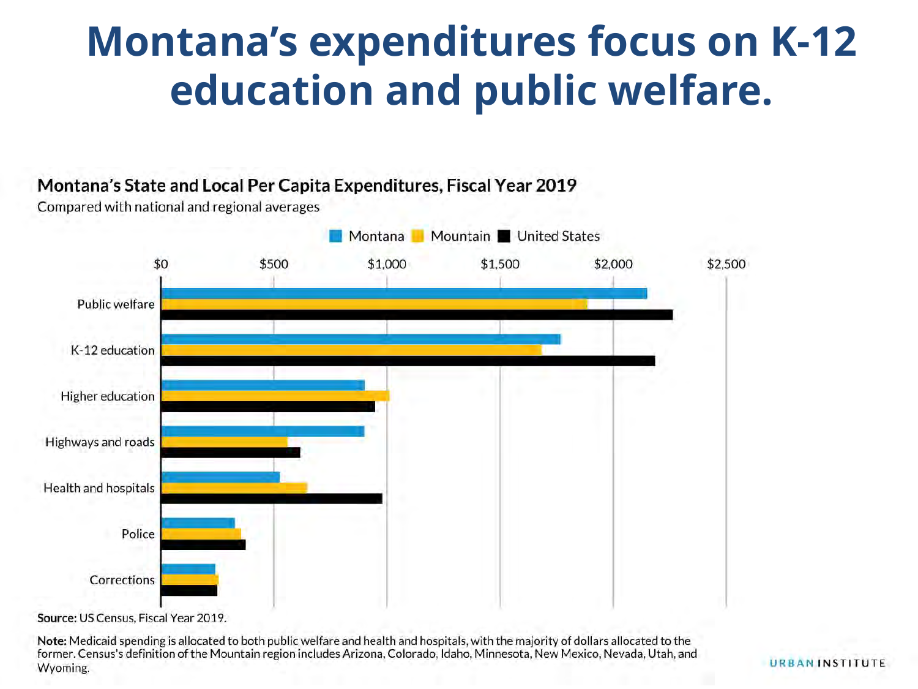# Montana's expenditures focus on K-12 education and public welfare.

**Montana's State and Local Per Capita Expenditures, Fiscal Year 2019**

Compared with national and regional averages

Montana | Mountain | United States

$0 | $500 | $1,000 | $1,500 | $2,000 | $2,500

Public welfare

K-12 education

Higher education

Highways and roads

Health and hospitals

Police

Corrections

**Source:** US Census, Fiscal Year 2019.

**Note:** Medicaid spending is allocated to both public welfare and health and hospitals, with the majority of dollars allocated to the former. Census's definition of the Mountain region includes Arizona, Colorado, Idaho, Minnesota, New Mexico, Nevada, Utah, and Wyoming.

URBAN INSTITUTE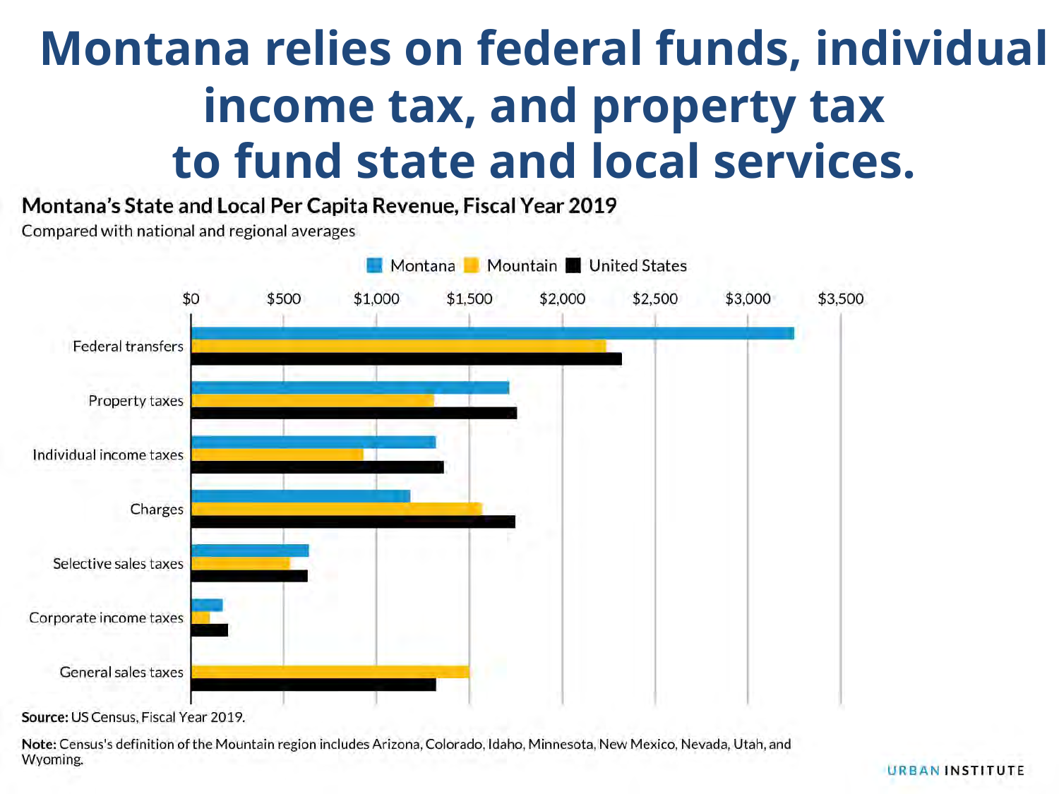# Montana relies on federal funds, individual income tax, and property tax to fund state and local services.

**Montana's State and Local Per Capita Revenue, Fiscal Year 2019**

Compared with national and regional averages

Legend: Montana, Mountain, United States

Axis: $0, $500, $1,000, $1,500, $2,000, $2,500, $3,000, $3,500

Categories: Federal transfers, Property taxes, Individual income taxes, Charges, Selective sales taxes, Corporate income taxes, General sales taxes

**Source:** US Census, Fiscal Year 2019.

**Note:** Census's definition of the Mountain region includes Arizona, Colorado, Idaho, Minnesota, New Mexico, Nevada, Utah, and Wyoming.

URBAN INSTITUTE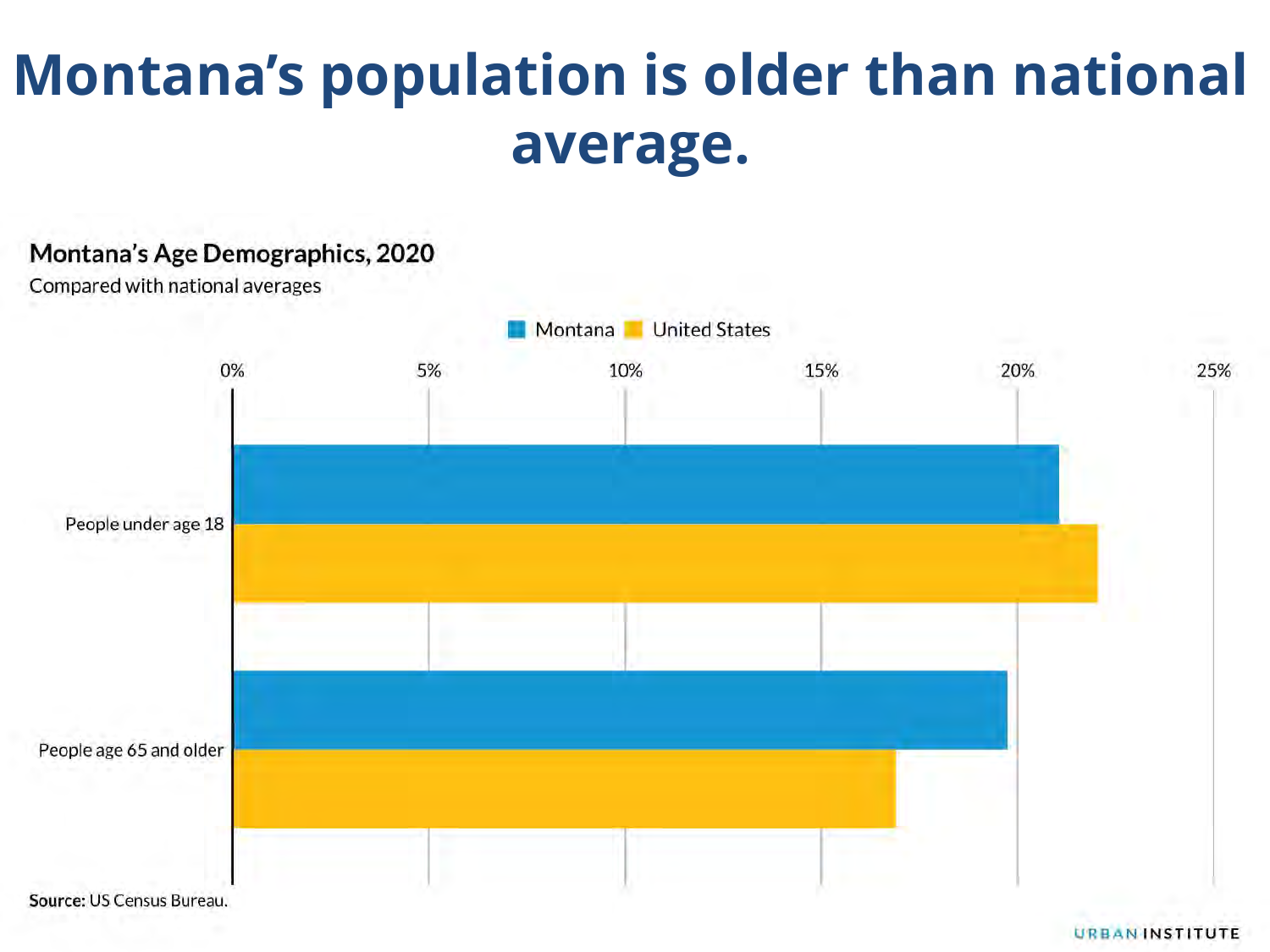# Montana's population is older than national average.

**Montana's Age Demographics, 2020**

Compared with national averages

Montana | United States

0% 5% 10% 15% 20% 25%

People under age 18

People age 65 and older

**Source:** US Census Bureau.

URBAN INSTITUTE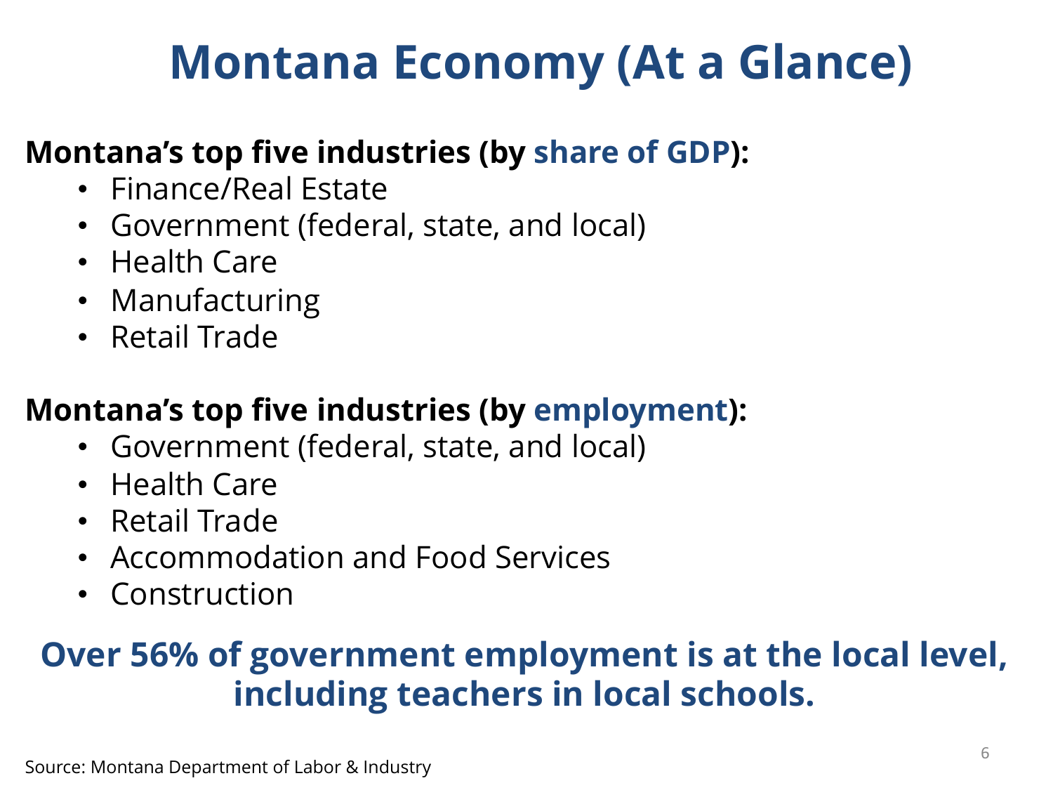# Montana Economy (At a Glance)

**Montana's top five industries (by share of GDP):**

- Finance/Real Estate
- Government (federal, state, and local)
- Health Care
- Manufacturing
- Retail Trade

**Montana's top five industries (by employment):**

- Government (federal, state, and local)
- Health Care
- Retail Trade
- Accommodation and Food Services
- Construction

**Over 56% of government employment is at the local level, including teachers in local schools.**

Source: Montana Department of Labor & Industry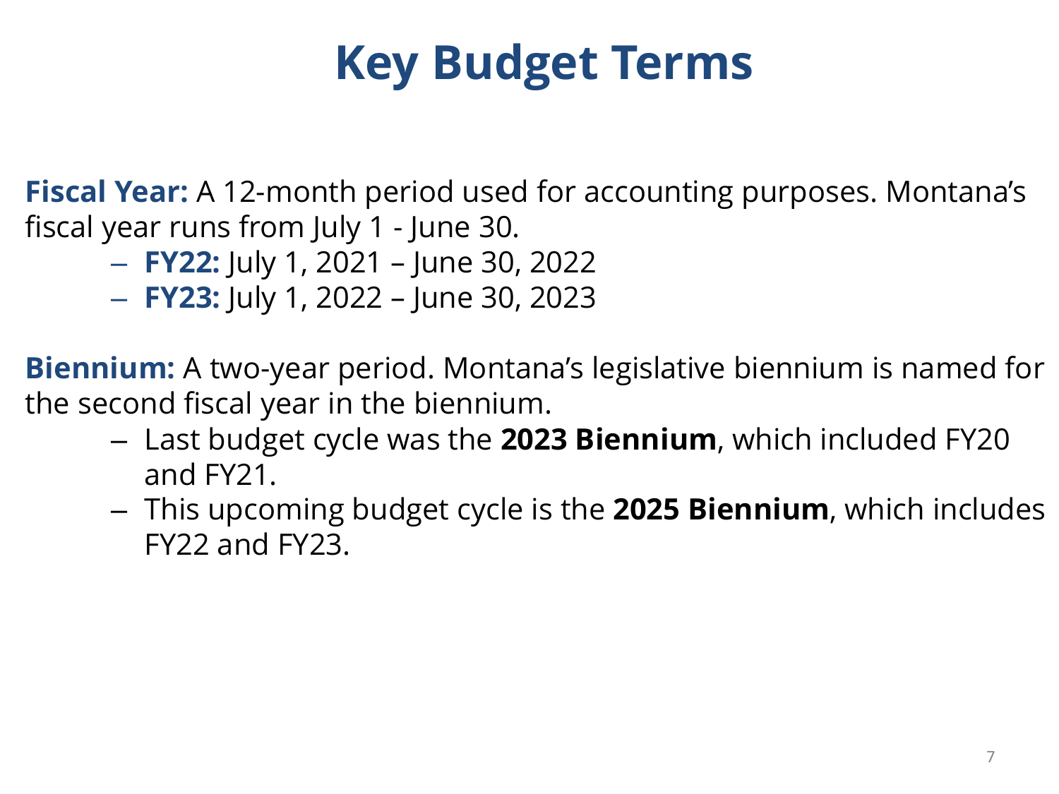# Key Budget Terms

**Fiscal Year:** A 12-month period used for accounting purposes. Montana's fiscal year runs from July 1 - June 30.

- **FY22:** July 1, 2021 – June 30, 2022
- **FY23:** July 1, 2022 – June 30, 2023

**Biennium:** A two-year period. Montana's legislative biennium is named for the second fiscal year in the biennium.

- Last budget cycle was the **2023 Biennium**, which included FY20 and FY21.
- This upcoming budget cycle is the **2025 Biennium**, which includes FY22 and FY23.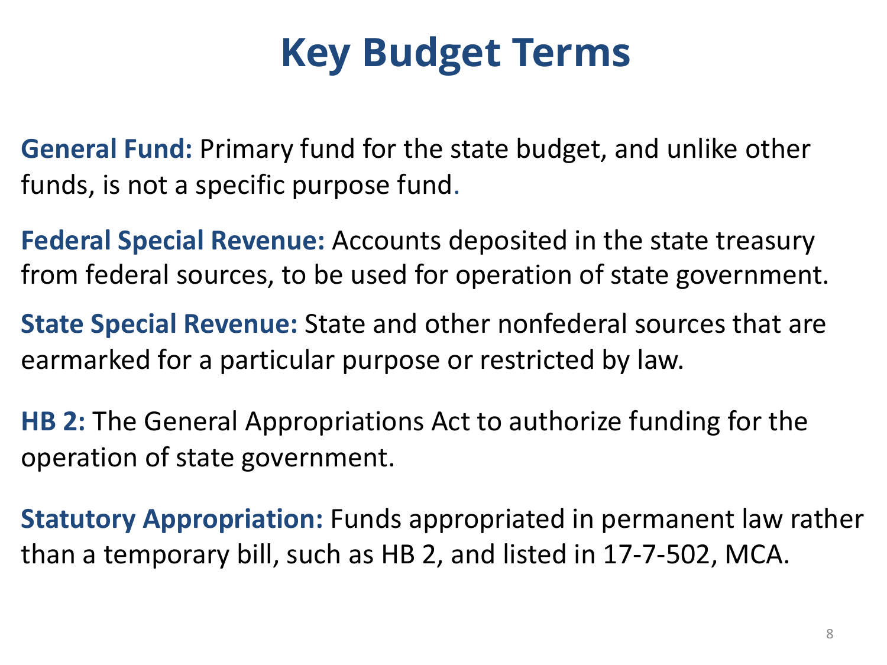# Key Budget Terms

**General Fund:** Primary fund for the state budget, and unlike other funds, is not a specific purpose fund.

**Federal Special Revenue:** Accounts deposited in the state treasury from federal sources, to be used for operation of state government.

**State Special Revenue:** State and other nonfederal sources that are earmarked for a particular purpose or restricted by law.

**HB 2:** The General Appropriations Act to authorize funding for the operation of state government.

**Statutory Appropriation:** Funds appropriated in permanent law rather than a temporary bill, such as HB 2, and listed in 17-7-502, MCA.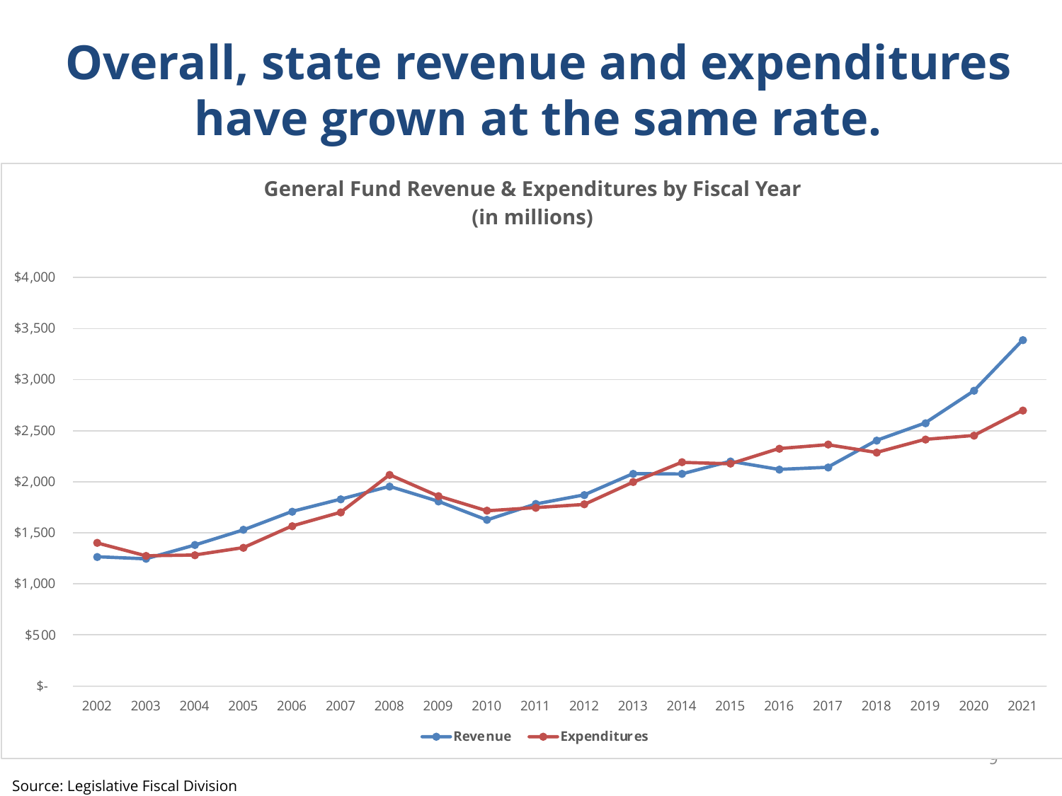# Overall, state revenue and expenditures have grown at the same rate.

**General Fund Revenue & Expenditures by Fiscal Year (in millions)**

$4,000
$3,500
$3,000
$2,500
$2,000
$1,500
$1,000
$500
$-

2002 2003 2004 2005 2006 2007 2008 2009 2010 2011 2012 2013 2014 2015 2016 2017 2018 2019 2020 2021

Revenue — Expenditures

Source: Legislative Fiscal Division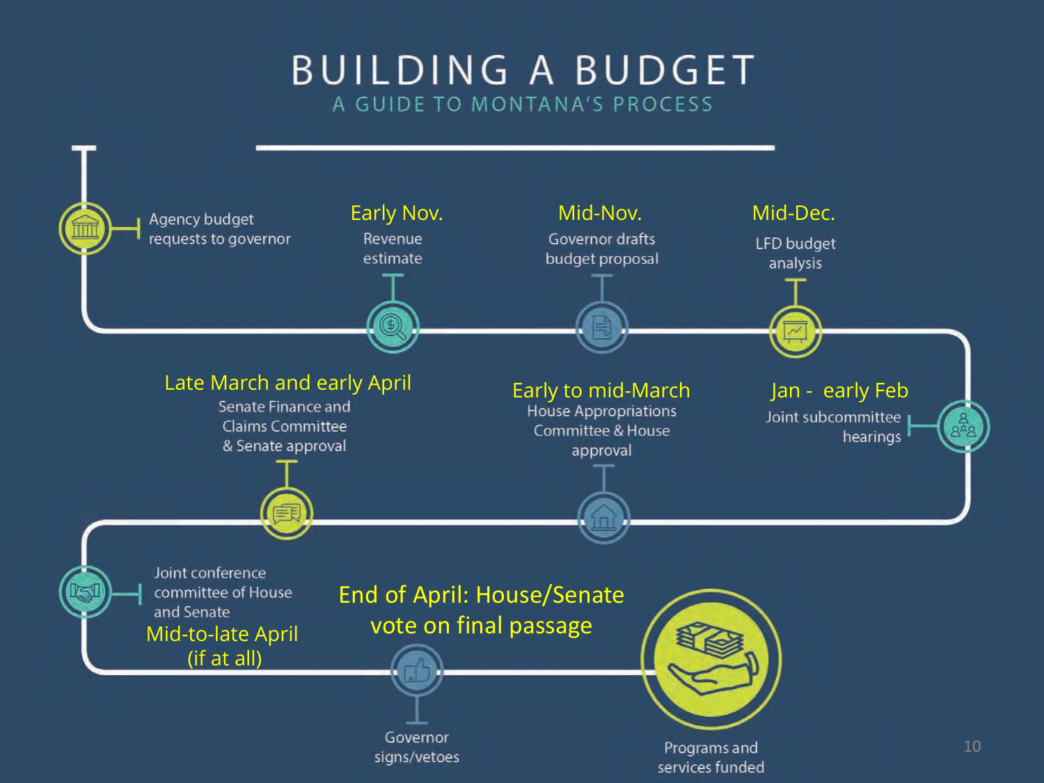# BUILDING A BUDGET

## A GUIDE TO MONTANA'S PROCESS

- Agency budget requests to governor
- **Early Nov.** Revenue estimate
- **Mid-Nov.** Governor drafts budget proposal
- **Mid-Dec.** LFD budget analysis
- **Jan - early Feb** Joint subcommittee hearings
- **Early to mid-March** House Appropriations Committee & House approval
- **Late March and early April** Senate Finance and Claims Committee & Senate approval
- Joint conference committee of House and Senate **Mid-to-late April (if at all)**
- **End of April: House/Senate vote on final passage**
- Governor signs/vetoes
- Programs and services funded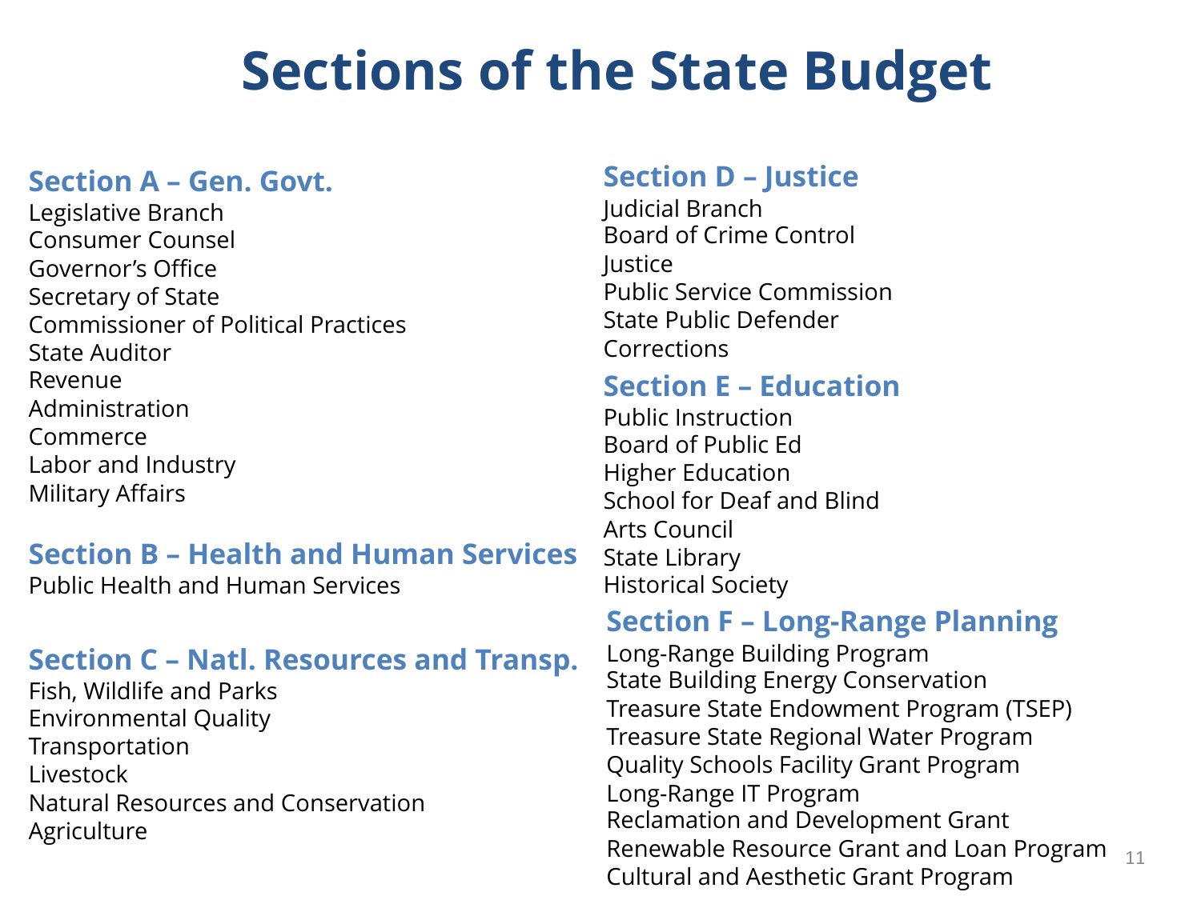# Sections of the State Budget

## Section A – Gen. Govt.

Legislative Branch
Consumer Counsel
Governor's Office
Secretary of State
Commissioner of Political Practices
State Auditor
Revenue
Administration
Commerce
Labor and Industry
Military Affairs

## Section B – Health and Human Services

Public Health and Human Services

## Section C – Natl. Resources and Transp.

Fish, Wildlife and Parks
Environmental Quality
Transportation
Livestock
Natural Resources and Conservation
Agriculture

## Section D – Justice

Judicial Branch
Board of Crime Control
Justice
Public Service Commission
State Public Defender
Corrections

## Section E – Education

Public Instruction
Board of Public Ed
Higher Education
School for Deaf and Blind
Arts Council
State Library
Historical Society

## Section F – Long-Range Planning

Long-Range Building Program
State Building Energy Conservation
Treasure State Endowment Program (TSEP)
Treasure State Regional Water Program
Quality Schools Facility Grant Program
Long-Range IT Program
Reclamation and Development Grant
Renewable Resource Grant and Loan Program
Cultural and Aesthetic Grant Program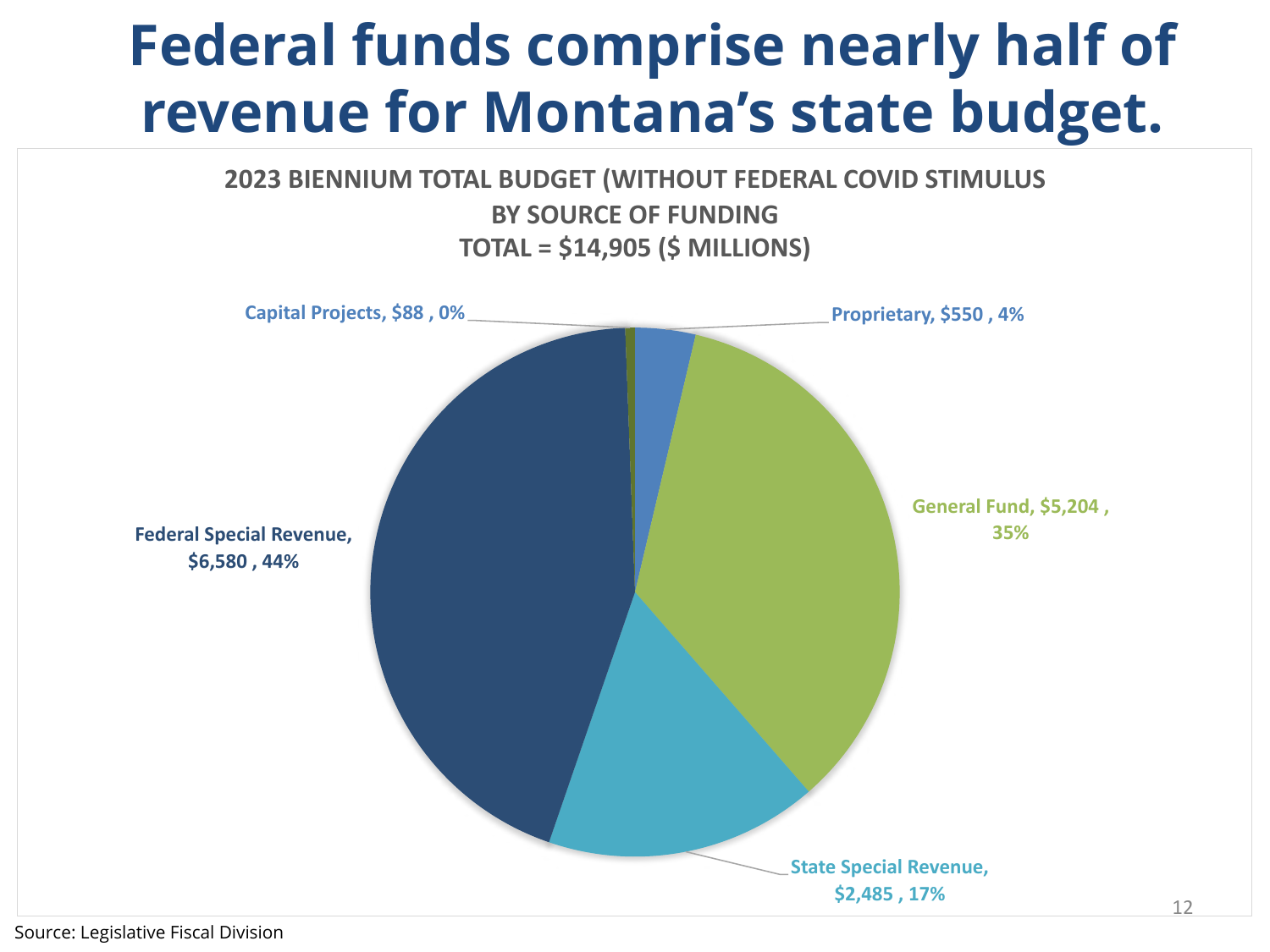# Federal funds comprise nearly half of revenue for Montana's state budget.

2023 BIENNIUM TOTAL BUDGET (WITHOUT FEDERAL COVID STIMULUS
BY SOURCE OF FUNDING
TOTAL = $14,905 ($ MILLIONS)

| Source of Funding | $ Millions | Percent |
|---|---|---|
| Federal Special Revenue | $6,580 | 44% |
| General Fund | $5,204 | 35% |
| State Special Revenue | $2,485 | 17% |
| Proprietary | $550 | 4% |
| Capital Projects | $88 | 0% |

Source: Legislative Fiscal Division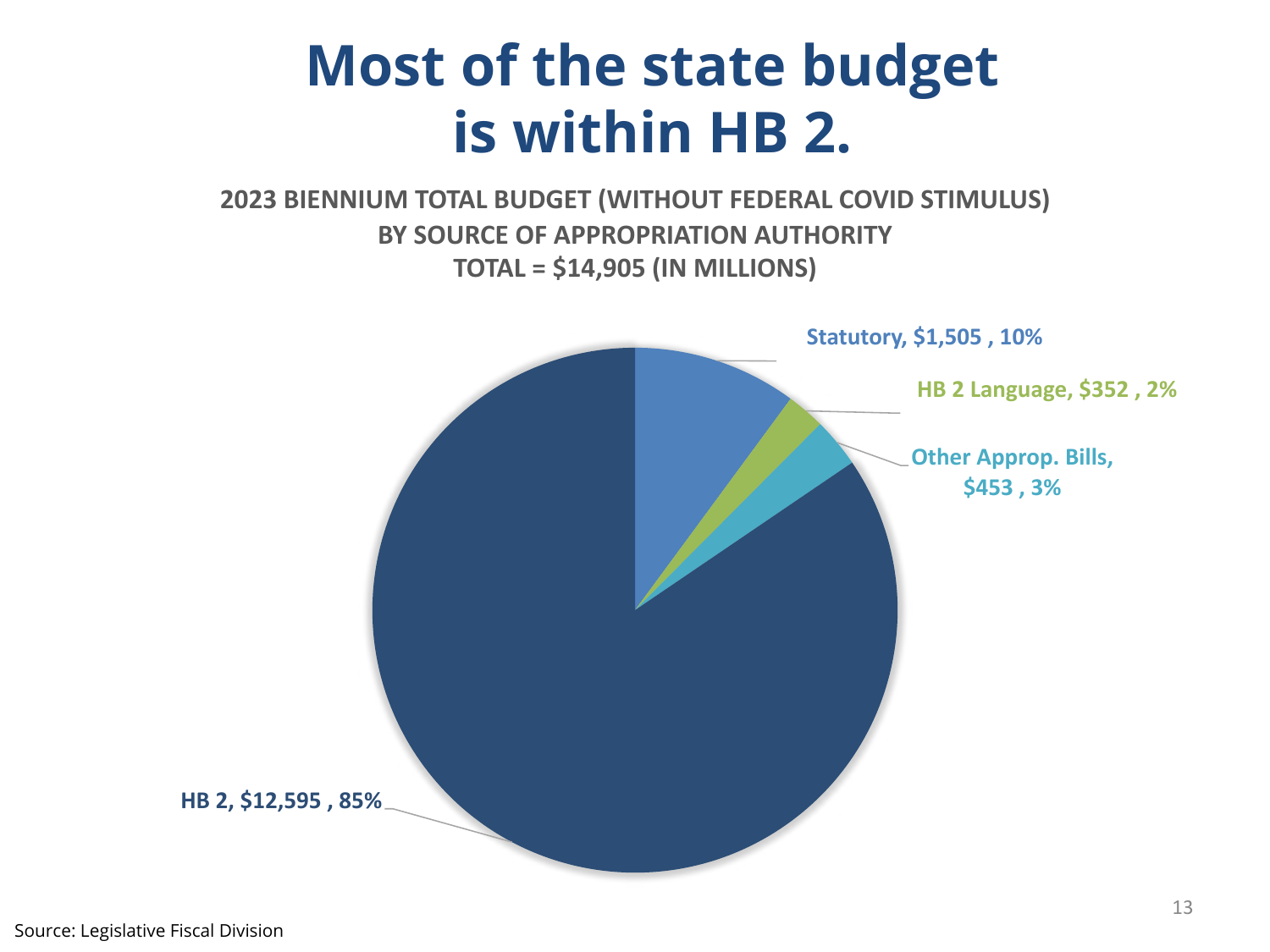# Most of the state budget is within HB 2.

**2023 BIENNIUM TOTAL BUDGET (WITHOUT FEDERAL COVID STIMULUS)**
**BY SOURCE OF APPROPRIATION AUTHORITY**
**TOTAL = $14,905 (IN MILLIONS)**

Statutory, $1,505 , 10%

HB 2 Language, $352 , 2%

Other Approp. Bills, $453 , 3%

HB 2, $12,595 , 85%

Source: Legislative Fiscal Division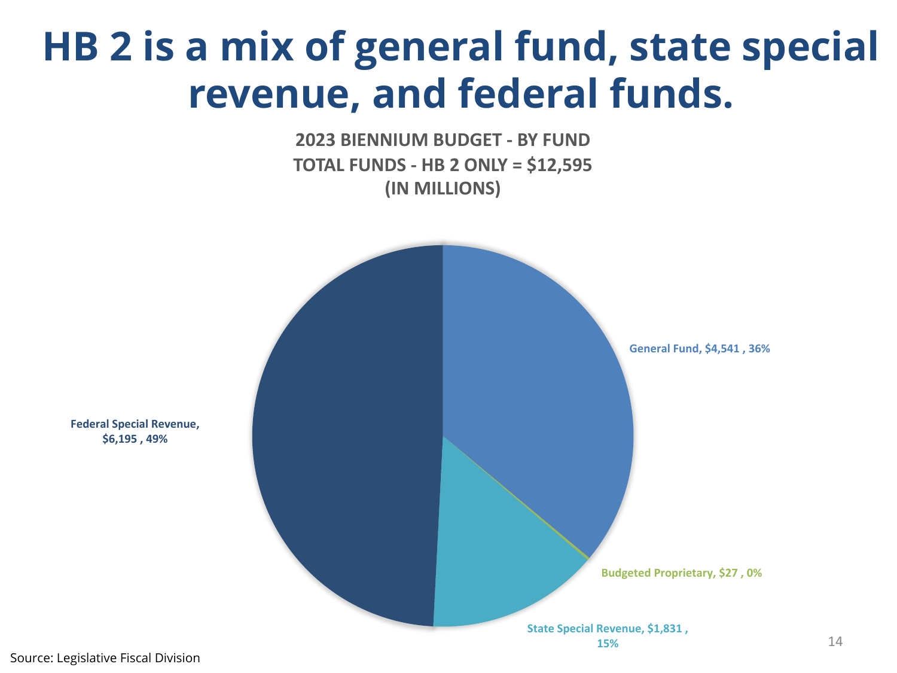# HB 2 is a mix of general fund, state special revenue, and federal funds.

**2023 BIENNIUM BUDGET - BY FUND**
**TOTAL FUNDS - HB 2 ONLY = $12,595**
**(IN MILLIONS)**

| Fund | Amount (in millions) | Percent |
|---|---|---|
| General Fund | $4,541 | 36% |
| Budgeted Proprietary | $27 | 0% |
| State Special Revenue | $1,831 | 15% |
| Federal Special Revenue | $6,195 | 49% |

Source: Legislative Fiscal Division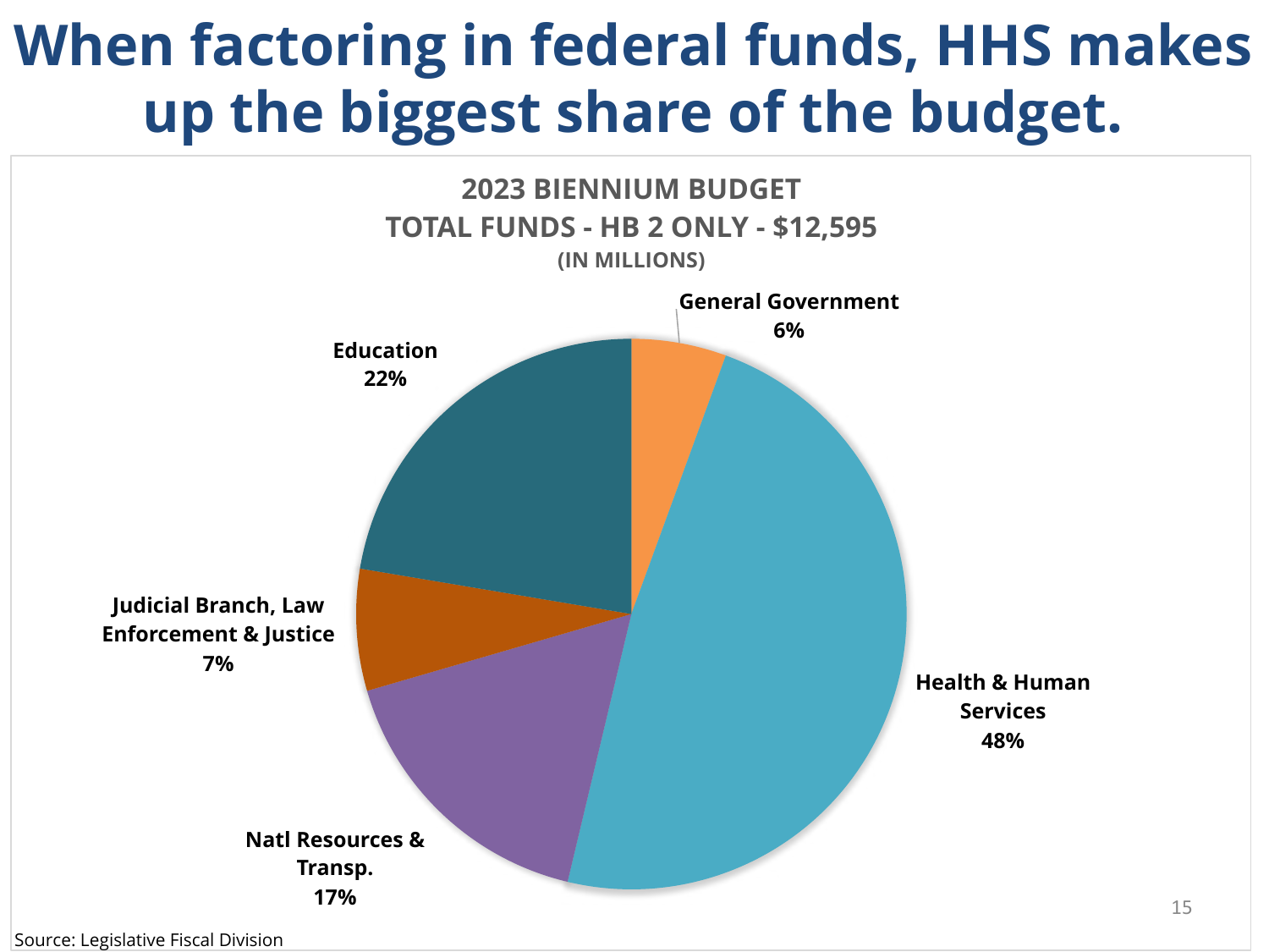# When factoring in federal funds, HHS makes up the biggest share of the budget.

**2023 BIENNIUM BUDGET**
**TOTAL FUNDS - HB 2 ONLY - $12,595**
**(IN MILLIONS)**

| Category | Share |
| --- | --- |
| General Government | 6% |
| Health & Human Services | 48% |
| Natl Resources & Transp. | 17% |
| Judicial Branch, Law Enforcement & Justice | 7% |
| Education | 22% |

Source: Legislative Fiscal Division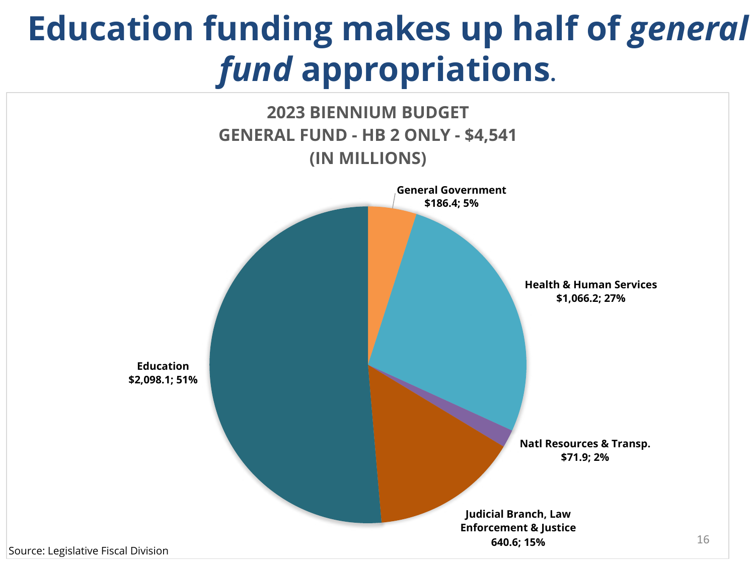# Education funding makes up half of *general fund* appropriations.

**2023 BIENNIUM BUDGET**
**GENERAL FUND - HB 2 ONLY - $4,541**
**(IN MILLIONS)**

| Category | Amount | Percent |
|---|---|---|
| General Government | $186.4 | 5% |
| Health & Human Services | $1,066.2 | 27% |
| Natl Resources & Transp. | $71.9 | 2% |
| Judicial Branch, Law Enforcement & Justice | 640.6 | 15% |
| Education | $2,098.1 | 51% |

Source: Legislative Fiscal Division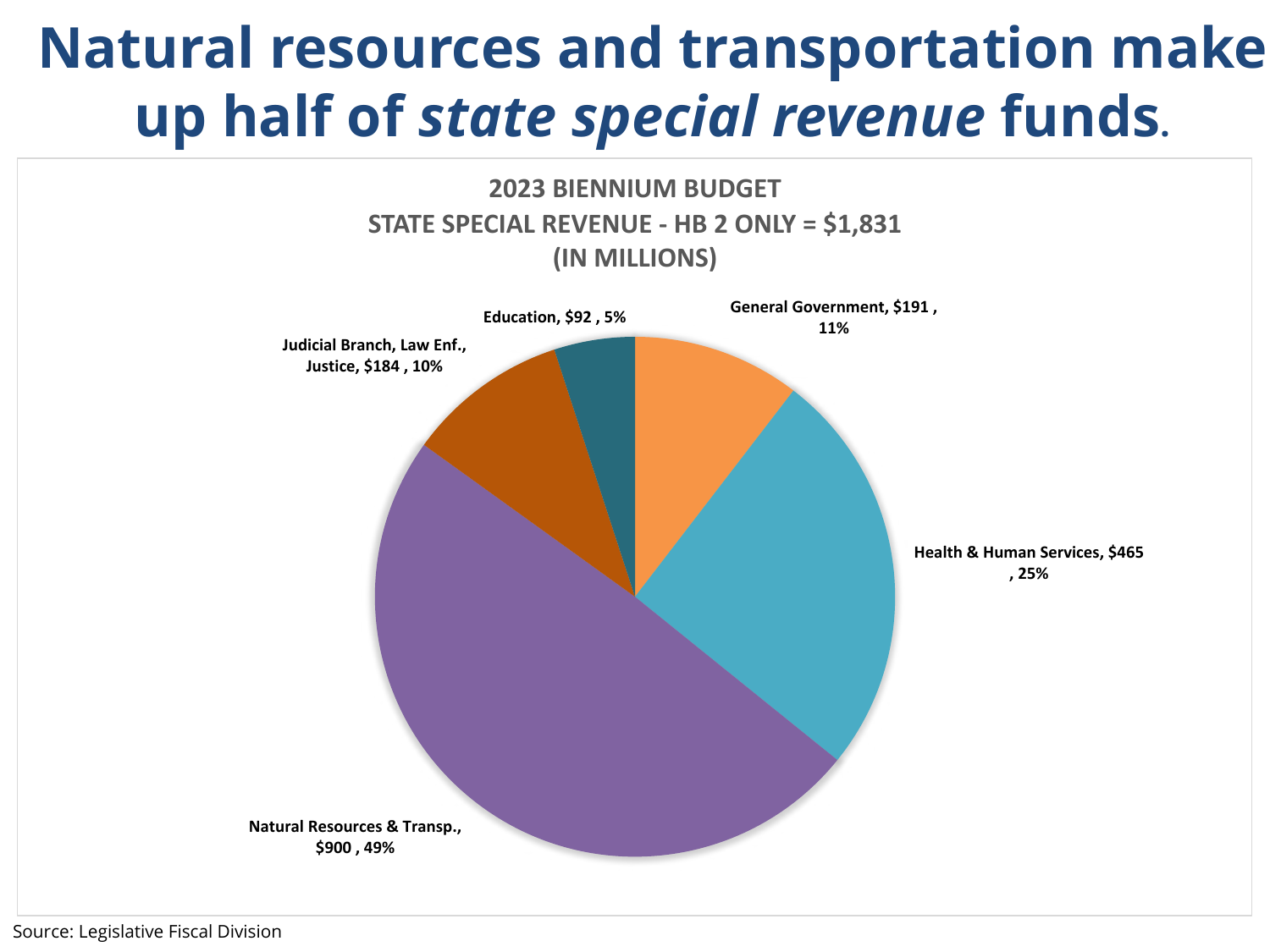# Natural resources and transportation make up half of *state special revenue* funds.

**2023 BIENNIUM BUDGET**
**STATE SPECIAL REVENUE - HB 2 ONLY = $1,831**
**(IN MILLIONS)**

| Category | Amount | Percent |
|---|---|---|
| General Government | $191 | 11% |
| Health & Human Services | $465 | 25% |
| Natural Resources & Transp. | $900 | 49% |
| Judicial Branch, Law Enf., Justice | $184 | 10% |
| Education | $92 | 5% |

Source: Legislative Fiscal Division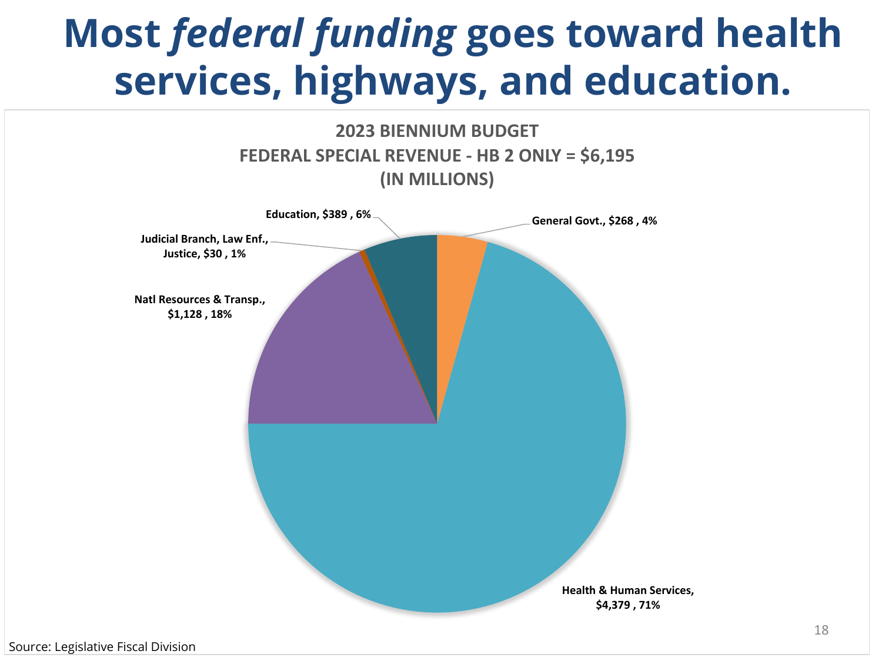# Most *federal funding* goes toward health services, highways, and education.

**2023 BIENNIUM BUDGET**
**FEDERAL SPECIAL REVENUE - HB 2 ONLY = $6,195**
**(IN MILLIONS)**

| Category | Amount | Percent |
|---|---|---|
| General Govt. | $268 | 4% |
| Health & Human Services | $4,379 | 71% |
| Natl Resources & Transp. | $1,128 | 18% |
| Judicial Branch, Law Enf., Justice | $30 | 1% |
| Education | $389 | 6% |

Source: Legislative Fiscal Division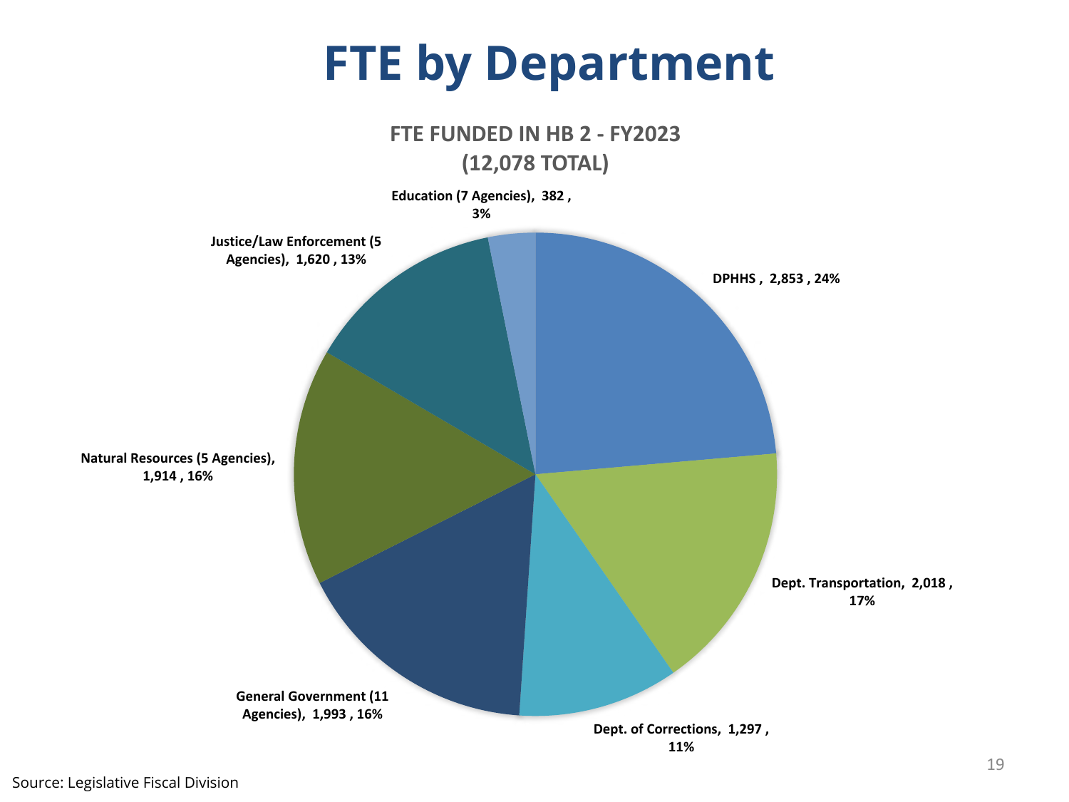# FTE by Department

**FTE FUNDED IN HB 2 - FY2023 (12,078 TOTAL)**

| Department | FTE | Percent |
| --- | --- | --- |
| DPHHS | 2,853 | 24% |
| Dept. Transportation | 2,018 | 17% |
| Dept. of Corrections | 1,297 | 11% |
| General Government (11 Agencies) | 1,993 | 16% |
| Natural Resources (5 Agencies) | 1,914 | 16% |
| Justice/Law Enforcement (5 Agencies) | 1,620 | 13% |
| Education (7 Agencies) | 382 | 3% |

Source: Legislative Fiscal Division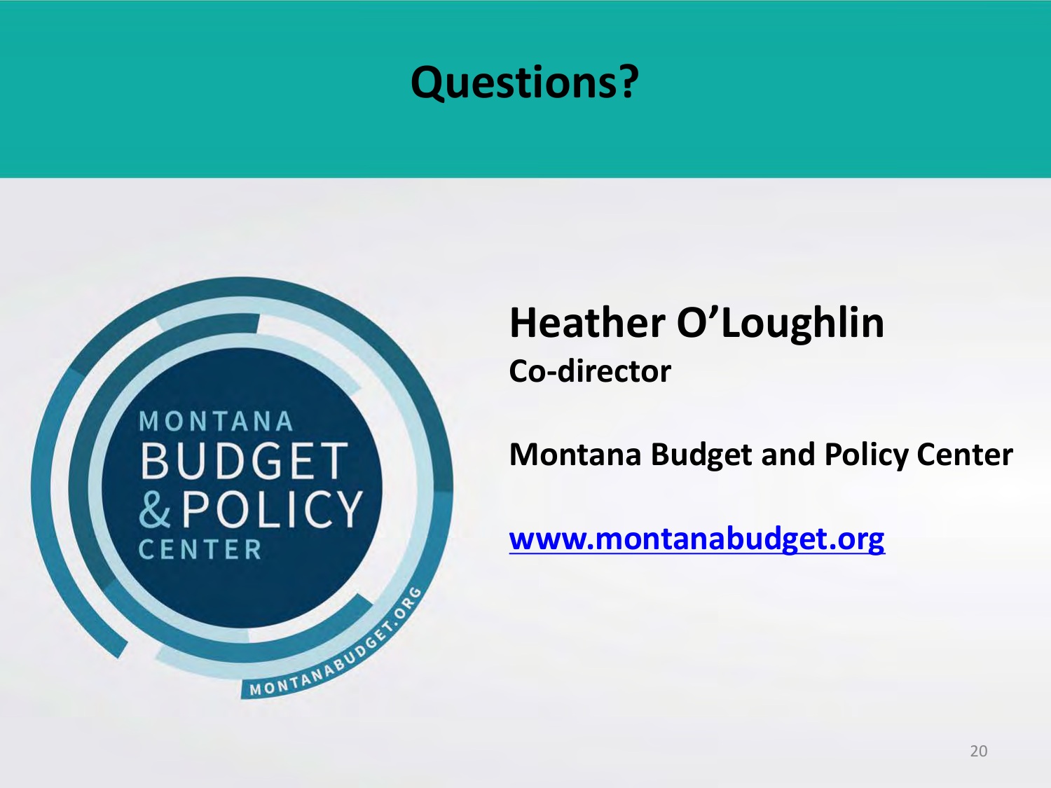# Questions?

MONTANA
BUDGET
& POLICY
CENTER
MONTANABUDGET.ORG

**Heather O'Loughlin**

**Co-director**

**Montana Budget and Policy Center**

**www.montanabudget.org**